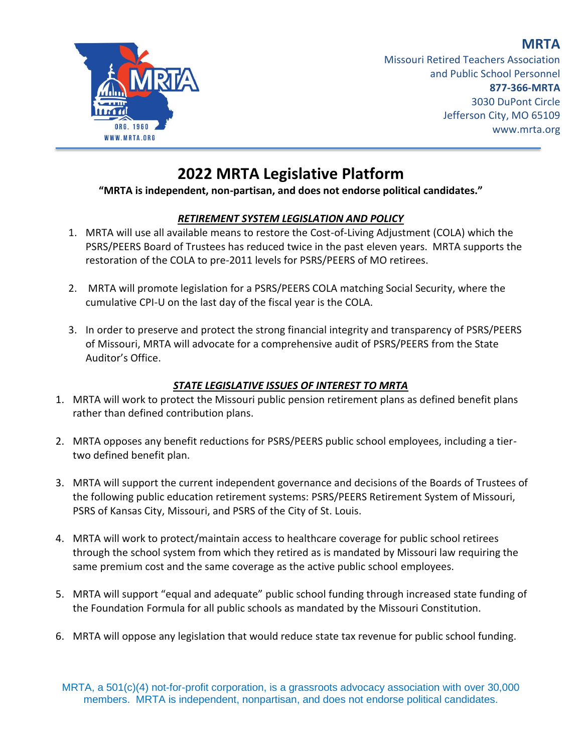**MRTA**

Missouri Retired Teachers Association
and Public School Personnel
**877-366-MRTA**
3030 DuPont Circle
Jefferson City, MO 65109
www.mrta.org

# 2022 MRTA Legislative Platform

**"MRTA is independent, non-partisan, and does not endorse political candidates."**

## ***RETIREMENT SYSTEM LEGISLATION AND POLICY***

1. MRTA will use all available means to restore the Cost-of-Living Adjustment (COLA) which the PSRS/PEERS Board of Trustees has reduced twice in the past eleven years. MRTA supports the restoration of the COLA to pre-2011 levels for PSRS/PEERS of MO retirees.

2. MRTA will promote legislation for a PSRS/PEERS COLA matching Social Security, where the cumulative CPI-U on the last day of the fiscal year is the COLA.

3. In order to preserve and protect the strong financial integrity and transparency of PSRS/PEERS of Missouri, MRTA will advocate for a comprehensive audit of PSRS/PEERS from the State Auditor's Office.

## ***STATE LEGISLATIVE ISSUES OF INTEREST TO MRTA***

1. MRTA will work to protect the Missouri public pension retirement plans as defined benefit plans rather than defined contribution plans.

2. MRTA opposes any benefit reductions for PSRS/PEERS public school employees, including a tier-two defined benefit plan.

3. MRTA will support the current independent governance and decisions of the Boards of Trustees of the following public education retirement systems: PSRS/PEERS Retirement System of Missouri, PSRS of Kansas City, Missouri, and PSRS of the City of St. Louis.

4. MRTA will work to protect/maintain access to healthcare coverage for public school retirees through the school system from which they retired as is mandated by Missouri law requiring the same premium cost and the same coverage as the active public school employees.

5. MRTA will support "equal and adequate" public school funding through increased state funding of the Foundation Formula for all public schools as mandated by the Missouri Constitution.

6. MRTA will oppose any legislation that would reduce state tax revenue for public school funding.

MRTA, a 501(c)(4) not-for-profit corporation, is a grassroots advocacy association with over 30,000 members. MRTA is independent, nonpartisan, and does not endorse political candidates.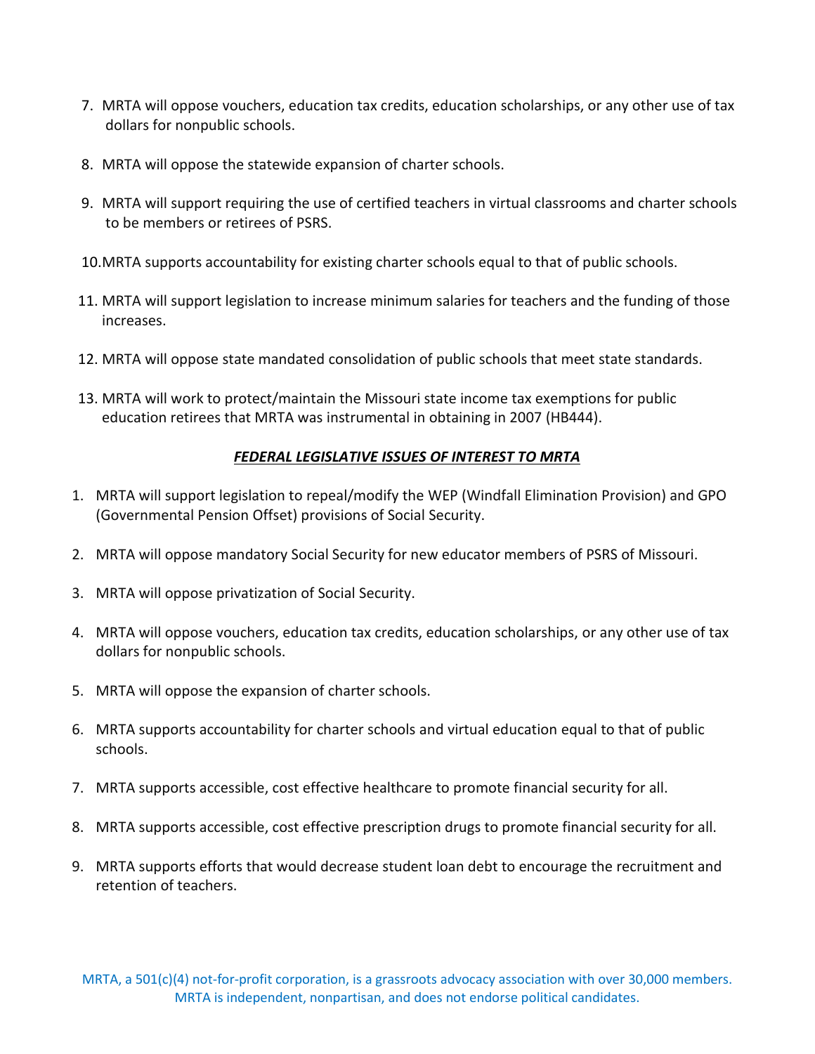7. MRTA will oppose vouchers, education tax credits, education scholarships, or any other use of tax dollars for nonpublic schools.

8. MRTA will oppose the statewide expansion of charter schools.

9. MRTA will support requiring the use of certified teachers in virtual classrooms and charter schools to be members or retirees of PSRS.

10. MRTA supports accountability for existing charter schools equal to that of public schools.

11. MRTA will support legislation to increase minimum salaries for teachers and the funding of those increases.

12. MRTA will oppose state mandated consolidation of public schools that meet state standards.

13. MRTA will work to protect/maintain the Missouri state income tax exemptions for public education retirees that MRTA was instrumental in obtaining in 2007 (HB444).

## ***FEDERAL LEGISLATIVE ISSUES OF INTEREST TO MRTA***

1. MRTA will support legislation to repeal/modify the WEP (Windfall Elimination Provision) and GPO (Governmental Pension Offset) provisions of Social Security.

2. MRTA will oppose mandatory Social Security for new educator members of PSRS of Missouri.

3. MRTA will oppose privatization of Social Security.

4. MRTA will oppose vouchers, education tax credits, education scholarships, or any other use of tax dollars for nonpublic schools.

5. MRTA will oppose the expansion of charter schools.

6. MRTA supports accountability for charter schools and virtual education equal to that of public schools.

7. MRTA supports accessible, cost effective healthcare to promote financial security for all.

8. MRTA supports accessible, cost effective prescription drugs to promote financial security for all.

9. MRTA supports efforts that would decrease student loan debt to encourage the recruitment and retention of teachers.

MRTA, a 501(c)(4) not-for-profit corporation, is a grassroots advocacy association with over 30,000 members. MRTA is independent, nonpartisan, and does not endorse political candidates.